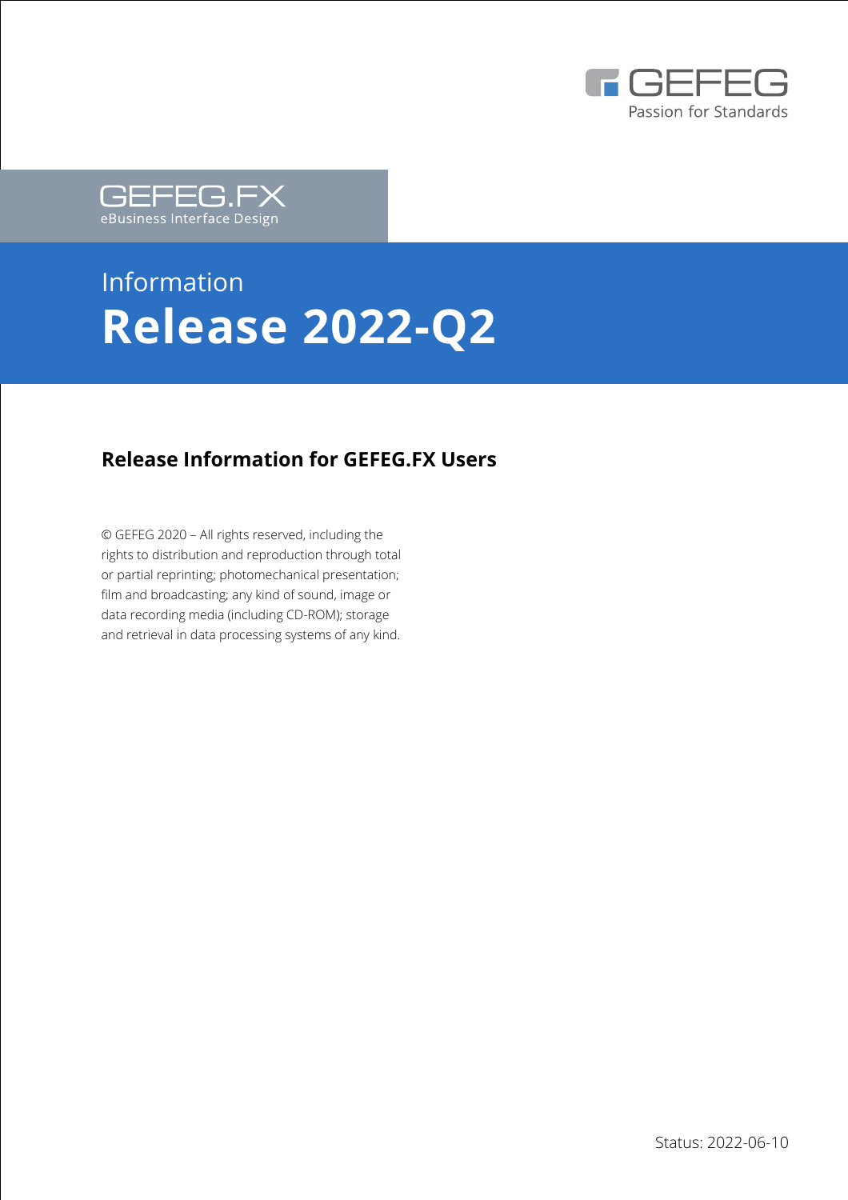GEFEG
Passion for Standards

GEFEG.FX
eBusiness Interface Design

Information

# Release 2022-Q2

**Release Information for GEFEG.FX Users**

© GEFEG 2020 – All rights reserved, including the rights to distribution and reproduction through total or partial reprinting; photomechanical presentation; film and broadcasting; any kind of sound, image or data recording media (including CD-ROM); storage and retrieval in data processing systems of any kind.

Status: 2022-06-10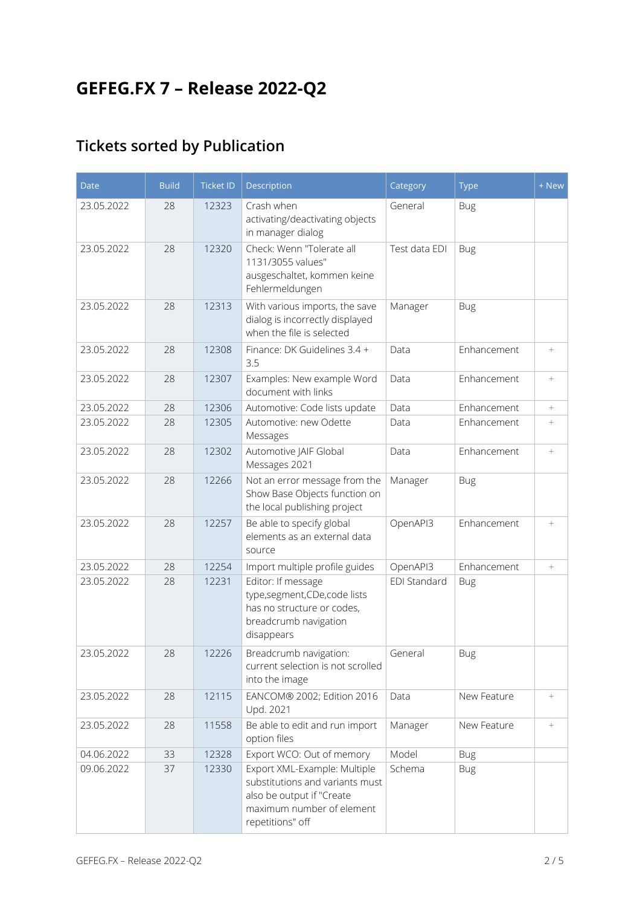# GEFEG.FX 7 – Release 2022-Q2

## Tickets sorted by Publication

| Date | Build | Ticket ID | Description | Category | Type | + New |
|---|---|---|---|---|---|---|
| 23.05.2022 | 28 | 12323 | Crash when activating/deactivating objects in manager dialog | General | Bug | |
| 23.05.2022 | 28 | 12320 | Check: Wenn "Tolerate all 1131/3055 values" ausgeschaltet, kommen keine Fehlermeldungen | Test data EDI | Bug | |
| 23.05.2022 | 28 | 12313 | With various imports, the save dialog is incorrectly displayed when the file is selected | Manager | Bug | |
| 23.05.2022 | 28 | 12308 | Finance: DK Guidelines 3.4 + 3.5 | Data | Enhancement | + |
| 23.05.2022 | 28 | 12307 | Examples: New example Word document with links | Data | Enhancement | + |
| 23.05.2022 | 28 | 12306 | Automotive: Code lists update | Data | Enhancement | + |
| 23.05.2022 | 28 | 12305 | Automotive: new Odette Messages | Data | Enhancement | + |
| 23.05.2022 | 28 | 12302 | Automotive JAIF Global Messages 2021 | Data | Enhancement | + |
| 23.05.2022 | 28 | 12266 | Not an error message from the Show Base Objects function on the local publishing project | Manager | Bug | |
| 23.05.2022 | 28 | 12257 | Be able to specify global elements as an external data source | OpenAPI3 | Enhancement | + |
| 23.05.2022 | 28 | 12254 | Import multiple profile guides | OpenAPI3 | Enhancement | + |
| 23.05.2022 | 28 | 12231 | Editor: If message type,segment,CDe,code lists has no structure or codes, breadcrumb navigation disappears | EDI Standard | Bug | |
| 23.05.2022 | 28 | 12226 | Breadcrumb navigation: current selection is not scrolled into the image | General | Bug | |
| 23.05.2022 | 28 | 12115 | EANCOM® 2002; Edition 2016 Upd. 2021 | Data | New Feature | + |
| 23.05.2022 | 28 | 11558 | Be able to edit and run import option files | Manager | New Feature | + |
| 04.06.2022 | 33 | 12328 | Export WCO: Out of memory | Model | Bug | |
| 09.06.2022 | 37 | 12330 | Export XML-Example: Multiple substitutions and variants must also be output if "Create maximum number of element repetitions" off | Schema | Bug | |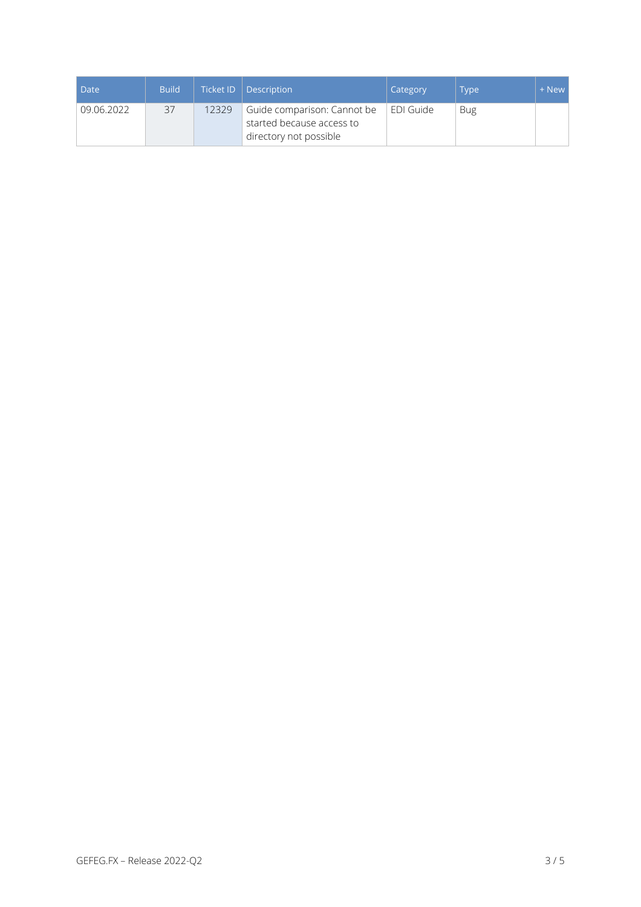| Date | Build | Ticket ID | Description | Category | Type | + New |
|---|---|---|---|---|---|---|
| 09.06.2022 | 37 | 12329 | Guide comparison: Cannot be started because access to directory not possible | EDI Guide | Bug | |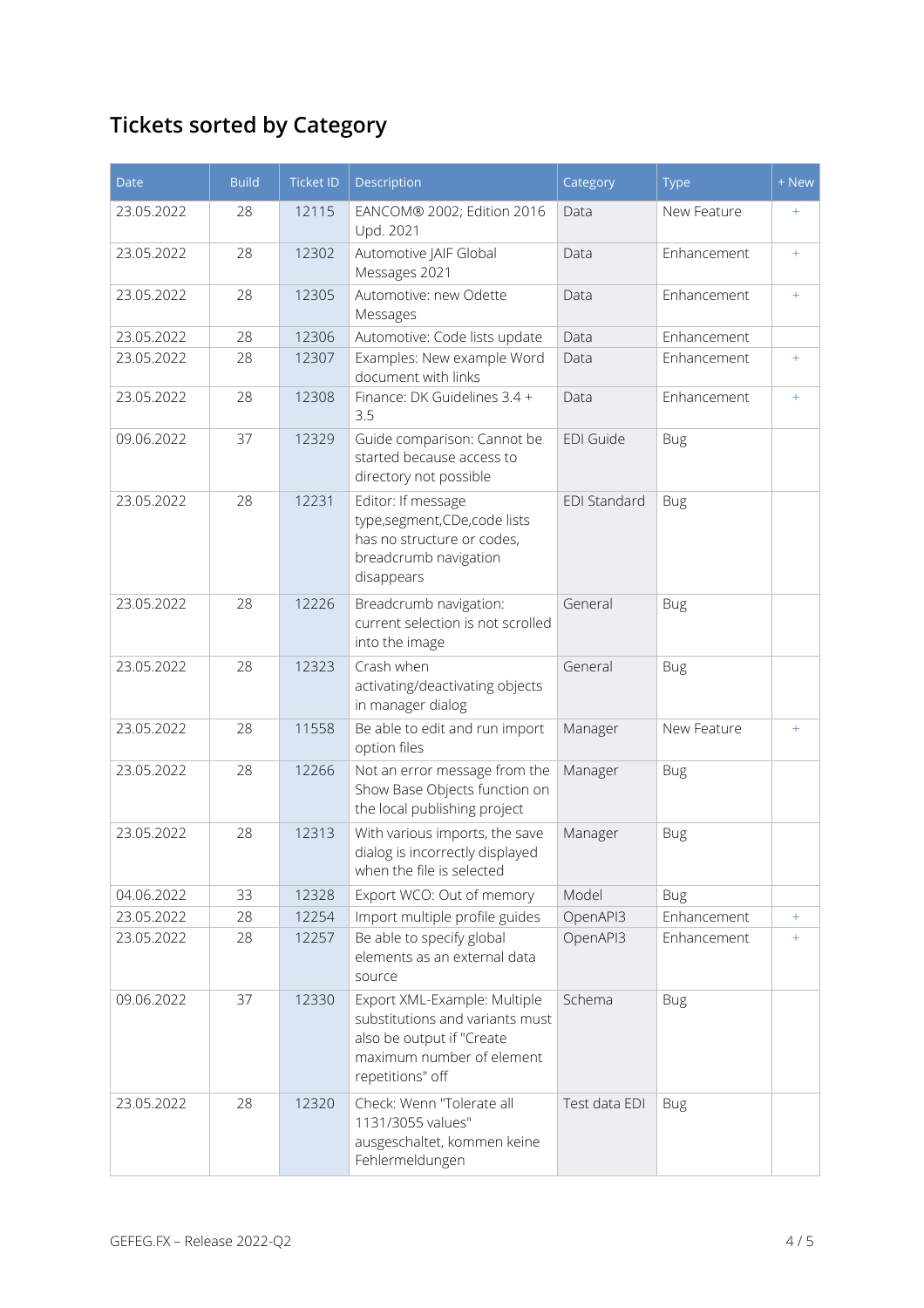## Tickets sorted by Category

| Date | Build | Ticket ID | Description | Category | Type | + New |
|---|---|---|---|---|---|---|
| 23.05.2022 | 28 | 12115 | EANCOM® 2002; Edition 2016 Upd. 2021 | Data | New Feature | + |
| 23.05.2022 | 28 | 12302 | Automotive JAIF Global Messages 2021 | Data | Enhancement | + |
| 23.05.2022 | 28 | 12305 | Automotive: new Odette Messages | Data | Enhancement | + |
| 23.05.2022 | 28 | 12306 | Automotive: Code lists update | Data | Enhancement | |
| 23.05.2022 | 28 | 12307 | Examples: New example Word document with links | Data | Enhancement | + |
| 23.05.2022 | 28 | 12308 | Finance: DK Guidelines 3.4 + 3.5 | Data | Enhancement | + |
| 09.06.2022 | 37 | 12329 | Guide comparison: Cannot be started because access to directory not possible | EDI Guide | Bug | |
| 23.05.2022 | 28 | 12231 | Editor: If message type,segment,CDe,code lists has no structure or codes, breadcrumb navigation disappears | EDI Standard | Bug | |
| 23.05.2022 | 28 | 12226 | Breadcrumb navigation: current selection is not scrolled into the image | General | Bug | |
| 23.05.2022 | 28 | 12323 | Crash when activating/deactivating objects in manager dialog | General | Bug | |
| 23.05.2022 | 28 | 11558 | Be able to edit and run import option files | Manager | New Feature | + |
| 23.05.2022 | 28 | 12266 | Not an error message from the Show Base Objects function on the local publishing project | Manager | Bug | |
| 23.05.2022 | 28 | 12313 | With various imports, the save dialog is incorrectly displayed when the file is selected | Manager | Bug | |
| 04.06.2022 | 33 | 12328 | Export WCO: Out of memory | Model | Bug | |
| 23.05.2022 | 28 | 12254 | Import multiple profile guides | OpenAPI3 | Enhancement | + |
| 23.05.2022 | 28 | 12257 | Be able to specify global elements as an external data source | OpenAPI3 | Enhancement | + |
| 09.06.2022 | 37 | 12330 | Export XML-Example: Multiple substitutions and variants must also be output if "Create maximum number of element repetitions" off | Schema | Bug | |
| 23.05.2022 | 28 | 12320 | Check: Wenn "Tolerate all 1131/3055 values" ausgeschaltet, kommen keine Fehlermeldungen | Test data EDI | Bug | |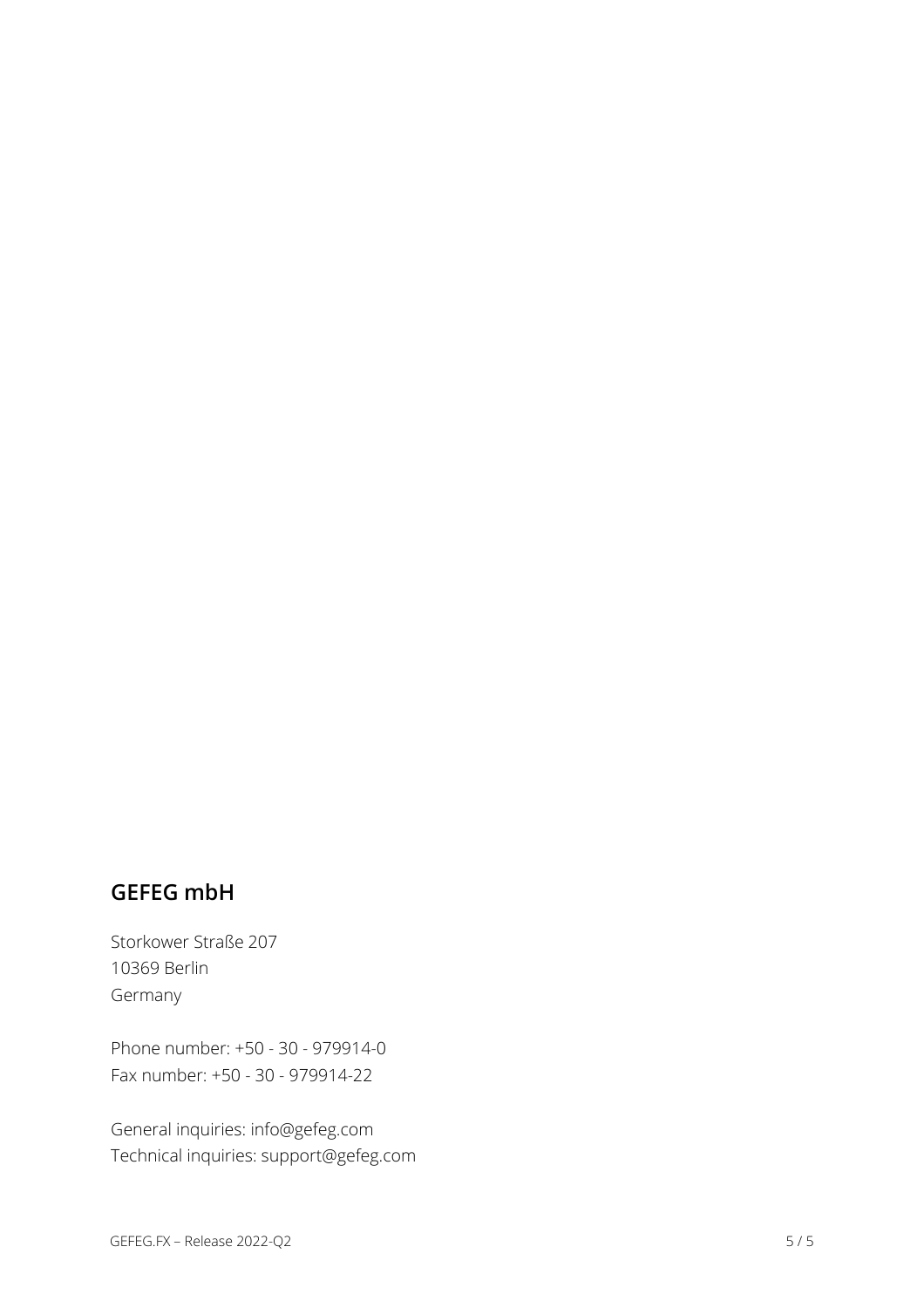## GEFEG mbH

Storkower Straße 207
10369 Berlin
Germany

Phone number: +50 - 30 - 979914-0
Fax number: +50 - 30 - 979914-22

General inquiries: info@gefeg.com
Technical inquiries: support@gefeg.com